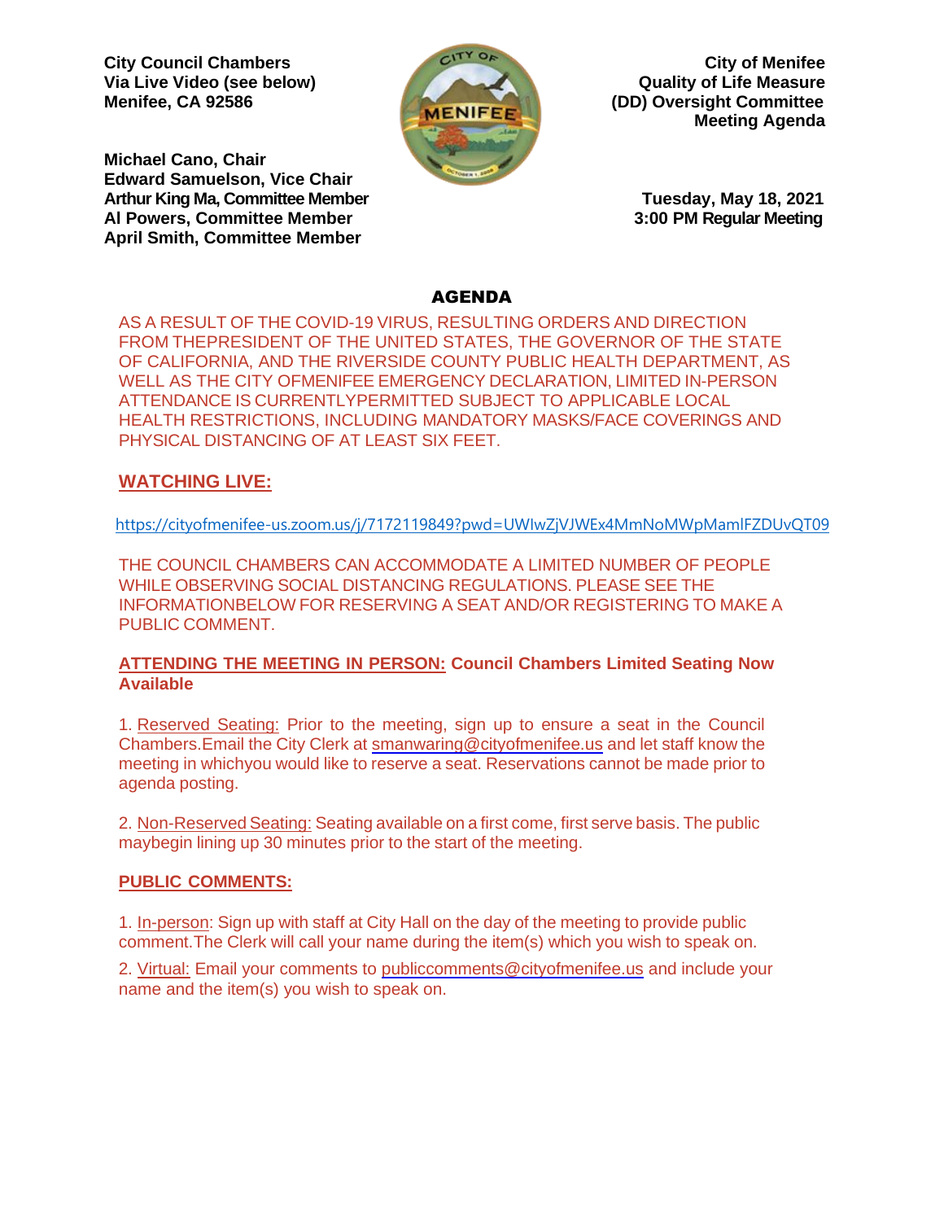**City Council Chambers**
**Via Live Video (see below)**
**Menifee, CA 92586**

**City of Menifee**
**Quality of Life Measure**
**(DD) Oversight Committee**
**Meeting Agenda**

**Michael Cano, Chair**
**Edward Samuelson, Vice Chair**
**Arthur King Ma, Committee Member**
**Al Powers, Committee Member**
**April Smith, Committee Member**

**Tuesday, May 18, 2021**
**3:00 PM Regular Meeting**

# AGENDA

AS A RESULT OF THE COVID-19 VIRUS, RESULTING ORDERS AND DIRECTION FROM THEPRESIDENT OF THE UNITED STATES, THE GOVERNOR OF THE STATE OF CALIFORNIA, AND THE RIVERSIDE COUNTY PUBLIC HEALTH DEPARTMENT, AS WELL AS THE CITY OFMENIFEE EMERGENCY DECLARATION, LIMITED IN-PERSON ATTENDANCE IS CURRENTLYPERMITTED SUBJECT TO APPLICABLE LOCAL HEALTH RESTRICTIONS, INCLUDING MANDATORY MASKS/FACE COVERINGS AND PHYSICAL DISTANCING OF AT LEAST SIX FEET.

## WATCHING LIVE:

https://cityofmenifee-us.zoom.us/j/7172119849?pwd=UWIwZjVJWEx4MmNoMWpMamlFZDUvQT09

THE COUNCIL CHAMBERS CAN ACCOMMODATE A LIMITED NUMBER OF PEOPLE WHILE OBSERVING SOCIAL DISTANCING REGULATIONS. PLEASE SEE THE INFORMATIONBELOW FOR RESERVING A SEAT AND/OR REGISTERING TO MAKE A PUBLIC COMMENT.

**ATTENDING THE MEETING IN PERSON: Council Chambers Limited Seating Now Available**

1. Reserved Seating: Prior to the meeting, sign up to ensure a seat in the Council Chambers.Email the City Clerk at smanwaring@cityofmenifee.us and let staff know the meeting in whichyou would like to reserve a seat. Reservations cannot be made prior to agenda posting.

2. Non-Reserved Seating: Seating available on a first come, first serve basis. The public maybegin lining up 30 minutes prior to the start of the meeting.

## PUBLIC COMMENTS:

1. In-person: Sign up with staff at City Hall on the day of the meeting to provide public comment.The Clerk will call your name during the item(s) which you wish to speak on.

2. Virtual: Email your comments to publiccomments@cityofmenifee.us and include your name and the item(s) you wish to speak on.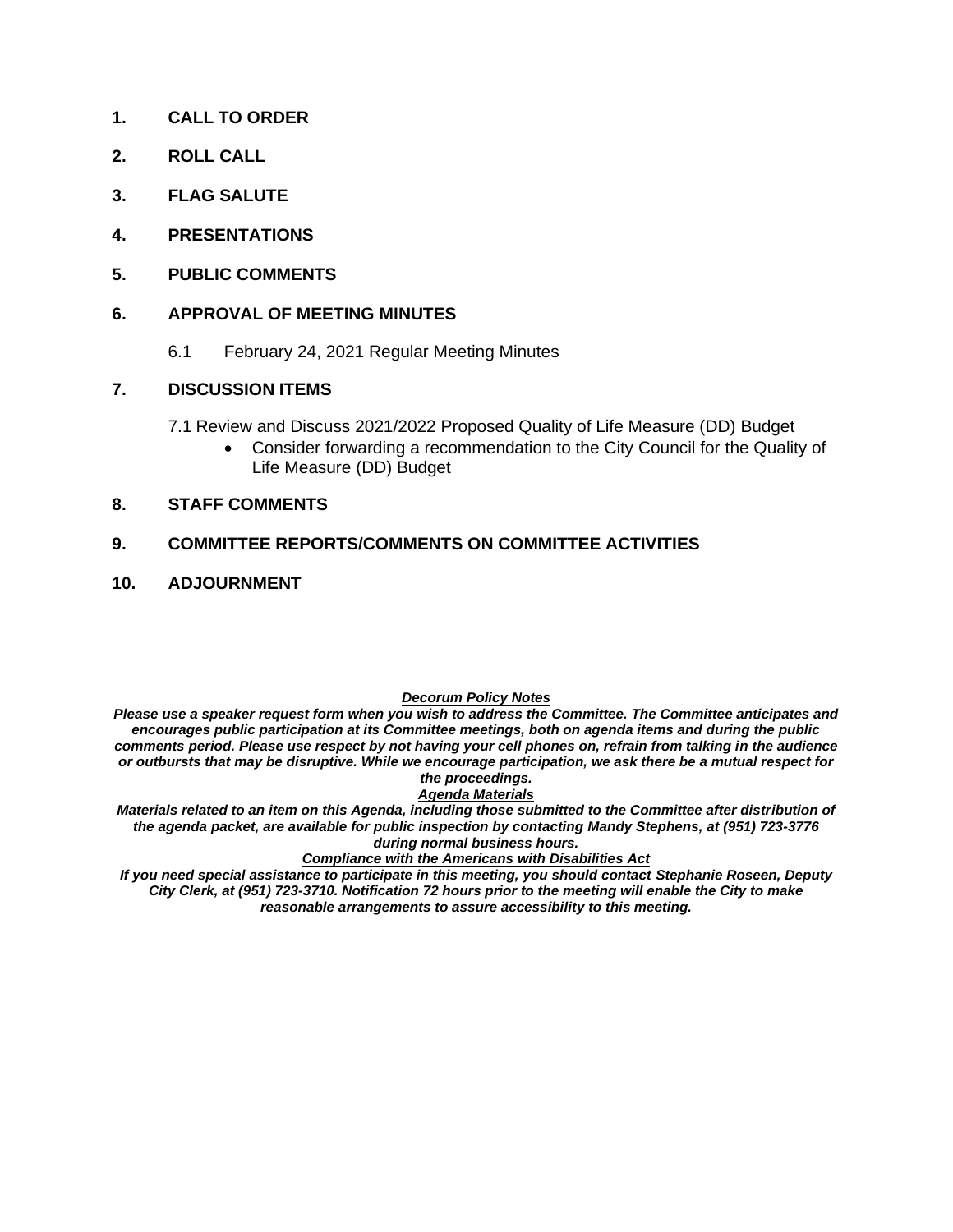**1. CALL TO ORDER**

**2. ROLL CALL**

**3. FLAG SALUTE**

**4. PRESENTATIONS**

**5. PUBLIC COMMENTS**

**6. APPROVAL OF MEETING MINUTES**

6.1 February 24, 2021 Regular Meeting Minutes

**7. DISCUSSION ITEMS**

7.1 Review and Discuss 2021/2022 Proposed Quality of Life Measure (DD) Budget

- Consider forwarding a recommendation to the City Council for the Quality of Life Measure (DD) Budget

**8. STAFF COMMENTS**

**9. COMMITTEE REPORTS/COMMENTS ON COMMITTEE ACTIVITIES**

**10. ADJOURNMENT**

***Decorum Policy Notes***

***Please use a speaker request form when you wish to address the Committee. The Committee anticipates and encourages public participation at its Committee meetings, both on agenda items and during the public comments period. Please use respect by not having your cell phones on, refrain from talking in the audience or outbursts that may be disruptive. While we encourage participation, we ask there be a mutual respect for the proceedings.***

***Agenda Materials***

***Materials related to an item on this Agenda, including those submitted to the Committee after distribution of the agenda packet, are available for public inspection by contacting Mandy Stephens, at (951) 723-3776 during normal business hours.***

***Compliance with the Americans with Disabilities Act***

***If you need special assistance to participate in this meeting, you should contact Stephanie Roseen, Deputy City Clerk, at (951) 723-3710. Notification 72 hours prior to the meeting will enable the City to make reasonable arrangements to assure accessibility to this meeting.***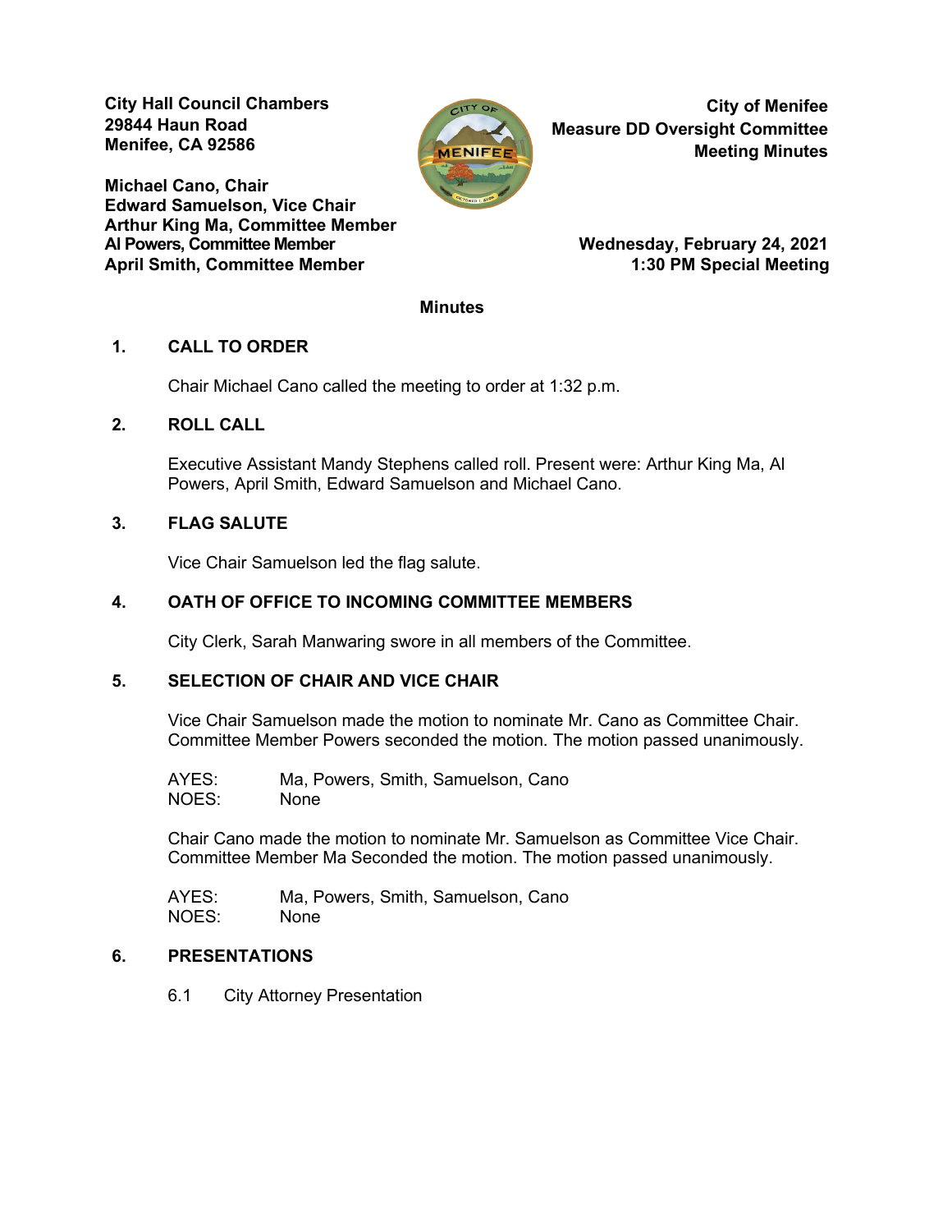City Hall Council Chambers
29844 Haun Road
Menifee, CA 92586

**City of Menifee**
**Measure DD Oversight Committee**
**Meeting Minutes**

**Michael Cano, Chair**
**Edward Samuelson, Vice Chair**
**Arthur King Ma, Committee Member**
**Al Powers, Committee Member**
**April Smith, Committee Member**

**Wednesday, February 24, 2021**
**1:30 PM Special Meeting**

**Minutes**

## 1. CALL TO ORDER

Chair Michael Cano called the meeting to order at 1:32 p.m.

## 2. ROLL CALL

Executive Assistant Mandy Stephens called roll. Present were: Arthur King Ma, Al Powers, April Smith, Edward Samuelson and Michael Cano.

## 3. FLAG SALUTE

Vice Chair Samuelson led the flag salute.

## 4. OATH OF OFFICE TO INCOMING COMMITTEE MEMBERS

City Clerk, Sarah Manwaring swore in all members of the Committee.

## 5. SELECTION OF CHAIR AND VICE CHAIR

Vice Chair Samuelson made the motion to nominate Mr. Cano as Committee Chair. Committee Member Powers seconded the motion. The motion passed unanimously.

AYES: Ma, Powers, Smith, Samuelson, Cano
NOES: None

Chair Cano made the motion to nominate Mr. Samuelson as Committee Vice Chair. Committee Member Ma Seconded the motion. The motion passed unanimously.

AYES: Ma, Powers, Smith, Samuelson, Cano
NOES: None

## 6. PRESENTATIONS

6.1 City Attorney Presentation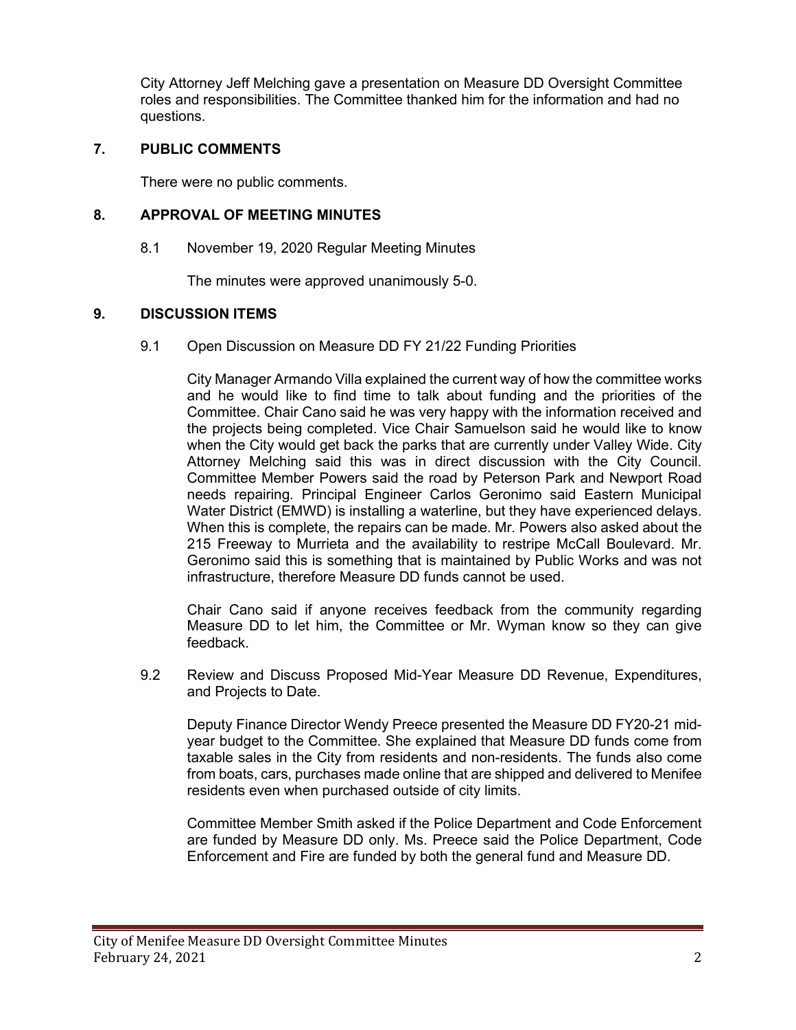City Attorney Jeff Melching gave a presentation on Measure DD Oversight Committee roles and responsibilities. The Committee thanked him for the information and had no questions.

## 7. PUBLIC COMMENTS

There were no public comments.

## 8. APPROVAL OF MEETING MINUTES

8.1 November 19, 2020 Regular Meeting Minutes

The minutes were approved unanimously 5-0.

## 9. DISCUSSION ITEMS

9.1 Open Discussion on Measure DD FY 21/22 Funding Priorities

City Manager Armando Villa explained the current way of how the committee works and he would like to find time to talk about funding and the priorities of the Committee. Chair Cano said he was very happy with the information received and the projects being completed. Vice Chair Samuelson said he would like to know when the City would get back the parks that are currently under Valley Wide. City Attorney Melching said this was in direct discussion with the City Council. Committee Member Powers said the road by Peterson Park and Newport Road needs repairing. Principal Engineer Carlos Geronimo said Eastern Municipal Water District (EMWD) is installing a waterline, but they have experienced delays. When this is complete, the repairs can be made. Mr. Powers also asked about the 215 Freeway to Murrieta and the availability to restripe McCall Boulevard. Mr. Geronimo said this is something that is maintained by Public Works and was not infrastructure, therefore Measure DD funds cannot be used.

Chair Cano said if anyone receives feedback from the community regarding Measure DD to let him, the Committee or Mr. Wyman know so they can give feedback.

9.2 Review and Discuss Proposed Mid-Year Measure DD Revenue, Expenditures, and Projects to Date.

Deputy Finance Director Wendy Preece presented the Measure DD FY20-21 mid-year budget to the Committee. She explained that Measure DD funds come from taxable sales in the City from residents and non-residents. The funds also come from boats, cars, purchases made online that are shipped and delivered to Menifee residents even when purchased outside of city limits.

Committee Member Smith asked if the Police Department and Code Enforcement are funded by Measure DD only. Ms. Preece said the Police Department, Code Enforcement and Fire are funded by both the general fund and Measure DD.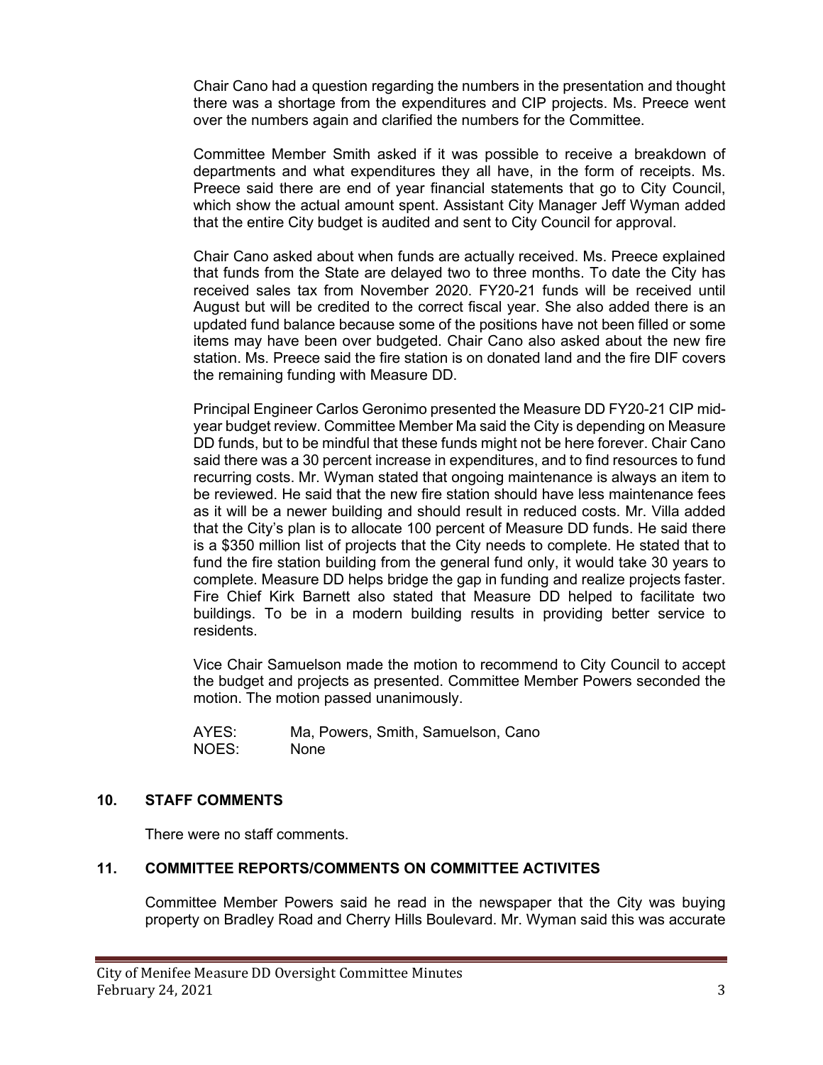Chair Cano had a question regarding the numbers in the presentation and thought there was a shortage from the expenditures and CIP projects. Ms. Preece went over the numbers again and clarified the numbers for the Committee.

Committee Member Smith asked if it was possible to receive a breakdown of departments and what expenditures they all have, in the form of receipts. Ms. Preece said there are end of year financial statements that go to City Council, which show the actual amount spent. Assistant City Manager Jeff Wyman added that the entire City budget is audited and sent to City Council for approval.

Chair Cano asked about when funds are actually received. Ms. Preece explained that funds from the State are delayed two to three months. To date the City has received sales tax from November 2020. FY20-21 funds will be received until August but will be credited to the correct fiscal year. She also added there is an updated fund balance because some of the positions have not been filled or some items may have been over budgeted. Chair Cano also asked about the new fire station. Ms. Preece said the fire station is on donated land and the fire DIF covers the remaining funding with Measure DD.

Principal Engineer Carlos Geronimo presented the Measure DD FY20-21 CIP mid-year budget review. Committee Member Ma said the City is depending on Measure DD funds, but to be mindful that these funds might not be here forever. Chair Cano said there was a 30 percent increase in expenditures, and to find resources to fund recurring costs. Mr. Wyman stated that ongoing maintenance is always an item to be reviewed. He said that the new fire station should have less maintenance fees as it will be a newer building and should result in reduced costs. Mr. Villa added that the City's plan is to allocate 100 percent of Measure DD funds. He said there is a $350 million list of projects that the City needs to complete. He stated that to fund the fire station building from the general fund only, it would take 30 years to complete. Measure DD helps bridge the gap in funding and realize projects faster. Fire Chief Kirk Barnett also stated that Measure DD helped to facilitate two buildings. To be in a modern building results in providing better service to residents.

Vice Chair Samuelson made the motion to recommend to City Council to accept the budget and projects as presented. Committee Member Powers seconded the motion. The motion passed unanimously.

AYES: Ma, Powers, Smith, Samuelson, Cano
NOES: None

## 10. STAFF COMMENTS

There were no staff comments.

## 11. COMMITTEE REPORTS/COMMENTS ON COMMITTEE ACTIVITES

Committee Member Powers said he read in the newspaper that the City was buying property on Bradley Road and Cherry Hills Boulevard. Mr. Wyman said this was accurate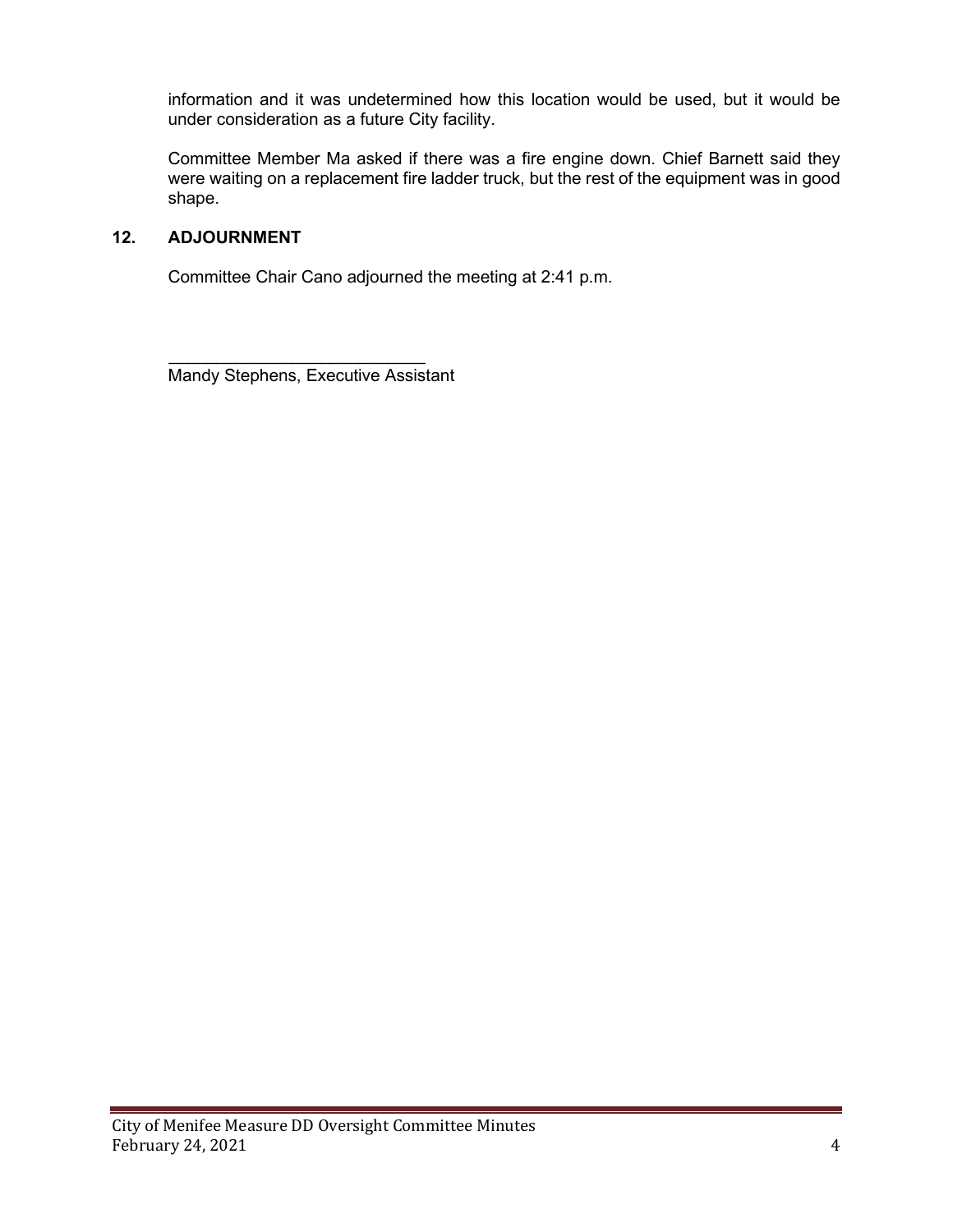information and it was undetermined how this location would be used, but it would be under consideration as a future City facility.

Committee Member Ma asked if there was a fire engine down. Chief Barnett said they were waiting on a replacement fire ladder truck, but the rest of the equipment was in good shape.

## 12. ADJOURNMENT

Committee Chair Cano adjourned the meeting at 2:41 p.m.

\_\_\_\_\_\_\_\_\_\_\_\_\_\_\_\_\_\_\_\_\_\_\_\_\_\_\_\_

Mandy Stephens, Executive Assistant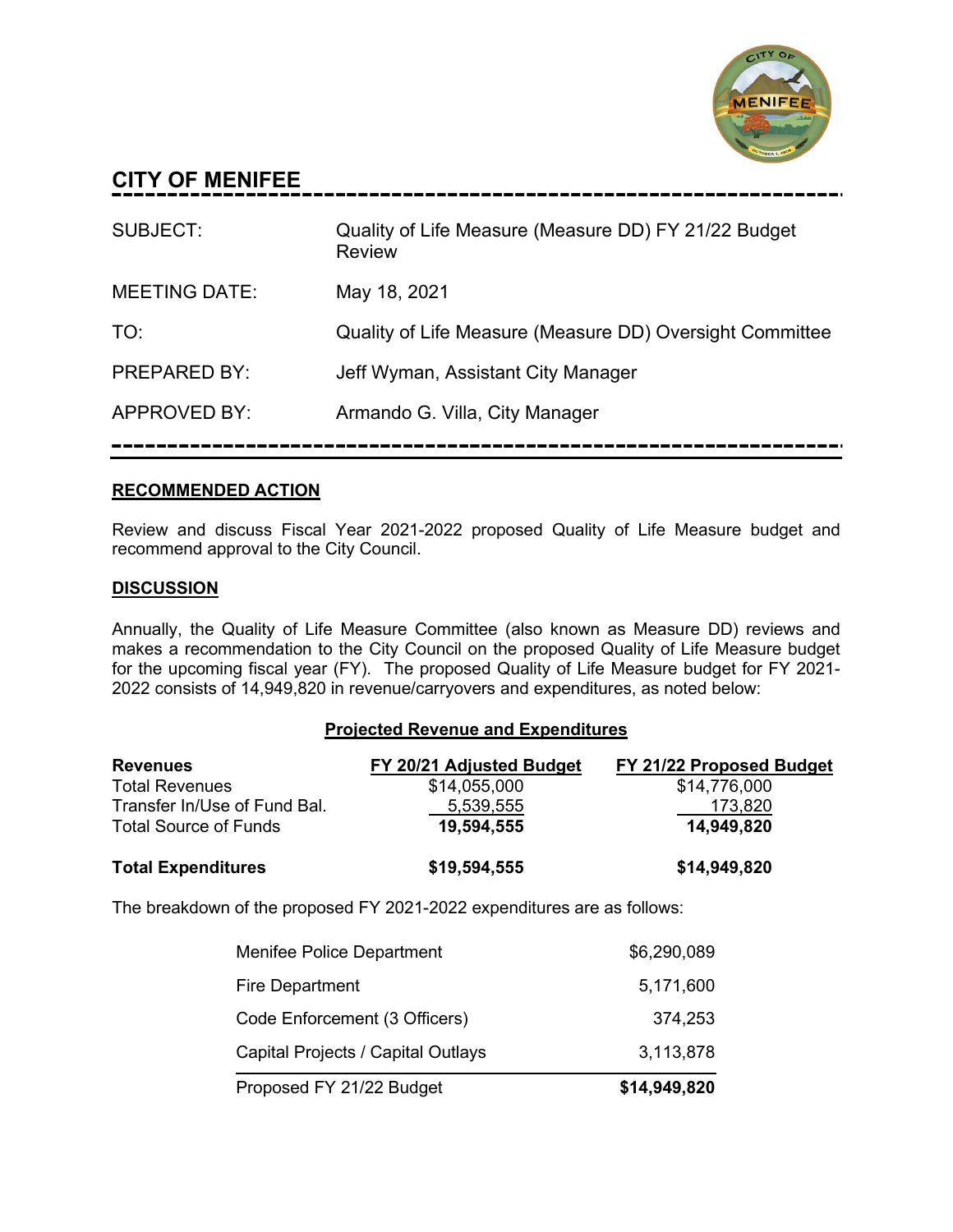# CITY OF MENIFEE

| | |
|---|---|
| SUBJECT: | Quality of Life Measure (Measure DD) FY 21/22 Budget Review |
| MEETING DATE: | May 18, 2021 |
| TO: | Quality of Life Measure (Measure DD) Oversight Committee |
| PREPARED BY: | Jeff Wyman, Assistant City Manager |
| APPROVED BY: | Armando G. Villa, City Manager |

## RECOMMENDED ACTION

Review and discuss Fiscal Year 2021-2022 proposed Quality of Life Measure budget and recommend approval to the City Council.

## DISCUSSION

Annually, the Quality of Life Measure Committee (also known as Measure DD) reviews and makes a recommendation to the City Council on the proposed Quality of Life Measure budget for the upcoming fiscal year (FY). The proposed Quality of Life Measure budget for FY 2021-2022 consists of 14,949,820 in revenue/carryovers and expenditures, as noted below:

### Projected Revenue and Expenditures

| **Revenues** | **FY 20/21 Adjusted Budget** | **FY 21/22 Proposed Budget** |
|---|---|---|
| Total Revenues | $14,055,000 | $14,776,000 |
| Transfer In/Use of Fund Bal. | 5,539,555 | 173,820 |
| Total Source of Funds | **19,594,555** | **14,949,820** |
| **Total Expenditures** | **$19,594,555** | **$14,949,820** |

The breakdown of the proposed FY 2021-2022 expenditures are as follows:

| | |
|---|---|
| Menifee Police Department | $6,290,089 |
| Fire Department | 5,171,600 |
| Code Enforcement (3 Officers) | 374,253 |
| Capital Projects / Capital Outlays | 3,113,878 |
| Proposed FY 21/22 Budget | **$14,949,820** |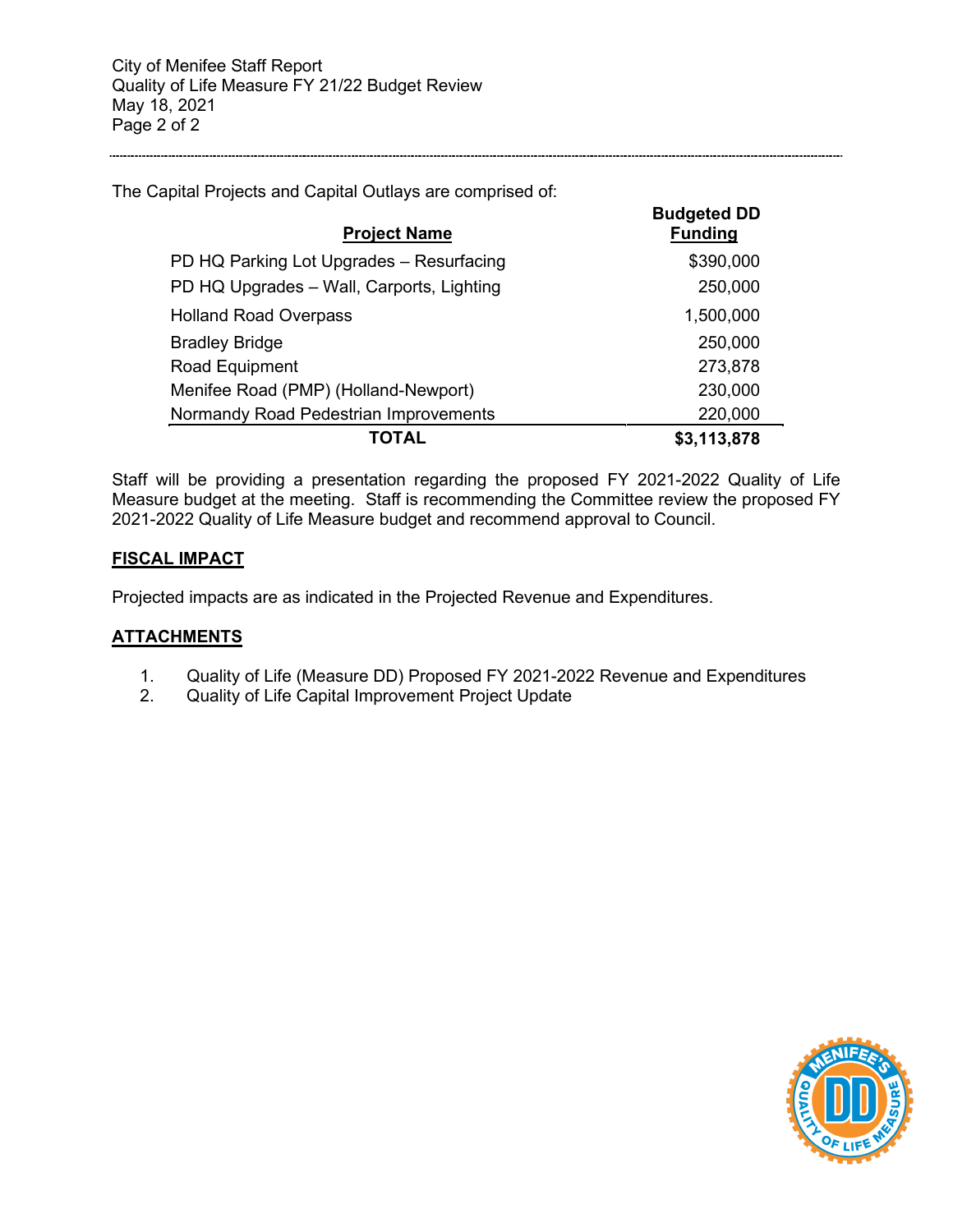The Capital Projects and Capital Outlays are comprised of:

| Project Name | Budgeted DD Funding |
|---|---|
| PD HQ Parking Lot Upgrades – Resurfacing | $390,000 |
| PD HQ Upgrades – Wall, Carports, Lighting | 250,000 |
| Holland Road Overpass | 1,500,000 |
| Bradley Bridge | 250,000 |
| Road Equipment | 273,878 |
| Menifee Road (PMP) (Holland-Newport) | 230,000 |
| Normandy Road Pedestrian Improvements | 220,000 |
| **TOTAL** | **$3,113,878** |

Staff will be providing a presentation regarding the proposed FY 2021-2022 Quality of Life Measure budget at the meeting. Staff is recommending the Committee review the proposed FY 2021-2022 Quality of Life Measure budget and recommend approval to Council.

## FISCAL IMPACT

Projected impacts are as indicated in the Projected Revenue and Expenditures.

## ATTACHMENTS

1. Quality of Life (Measure DD) Proposed FY 2021-2022 Revenue and Expenditures
2. Quality of Life Capital Improvement Project Update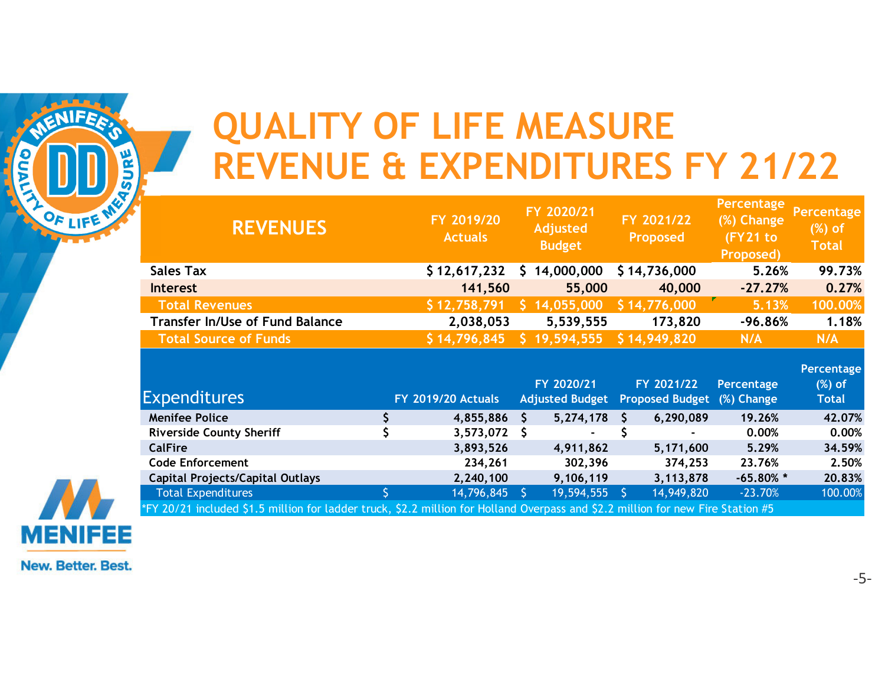# QUALITY OF LIFE MEASURE REVENUE & EXPENDITURES FY 21/22

| REVENUES | FY 2019/20 Actuals | FY 2020/21 Adjusted Budget | FY 2021/22 Proposed | Percentage (%) Change (FY21 to Proposed) | Percentage (%) of Total |
|---|---|---|---|---|---|
| Sales Tax | $ 12,617,232 | $ 14,000,000 | $ 14,736,000 | 5.26% | 99.73% |
| Interest | 141,560 | 55,000 | 40,000 | -27.27% | 0.27% |
| Total Revenues | $ 12,758,791 | $ 14,055,000 | $ 14,776,000 | 5.13% | 100.00% |
| Transfer In/Use of Fund Balance | 2,038,053 | 5,539,555 | 173,820 | -96.86% | 1.18% |
| Total Source of Funds | $ 14,796,845 | $ 19,594,555 | $ 14,949,820 | N/A | N/A |

| Expenditures | FY 2019/20 Actuals | FY 2020/21 Adjusted Budget | FY 2021/22 Proposed Budget | Percentage (%) Change | Percentage (%) of Total |
|---|---|---|---|---|---|
| Menifee Police | $ 4,855,886 | $ 5,274,178 | $ 6,290,089 | 19.26% | 42.07% |
| Riverside County Sheriff | $ 3,573,072 | $ - | $ - | 0.00% | 0.00% |
| CalFire | 3,893,526 | 4,911,862 | 5,171,600 | 5.29% | 34.59% |
| Code Enforcement | 234,261 | 302,396 | 374,253 | 23.76% | 2.50% |
| Capital Projects/Capital Outlays | 2,240,100 | 9,106,119 | 3,113,878 | -65.80% * | 20.83% |
| Total Expenditures | $ 14,796,845 | $ 19,594,555 | $ 14,949,820 | -23.70% | 100.00% |

*FY 20/21 included $1.5 million for ladder truck, $2.2 million for Holland Overpass and $2.2 million for new Fire Station #5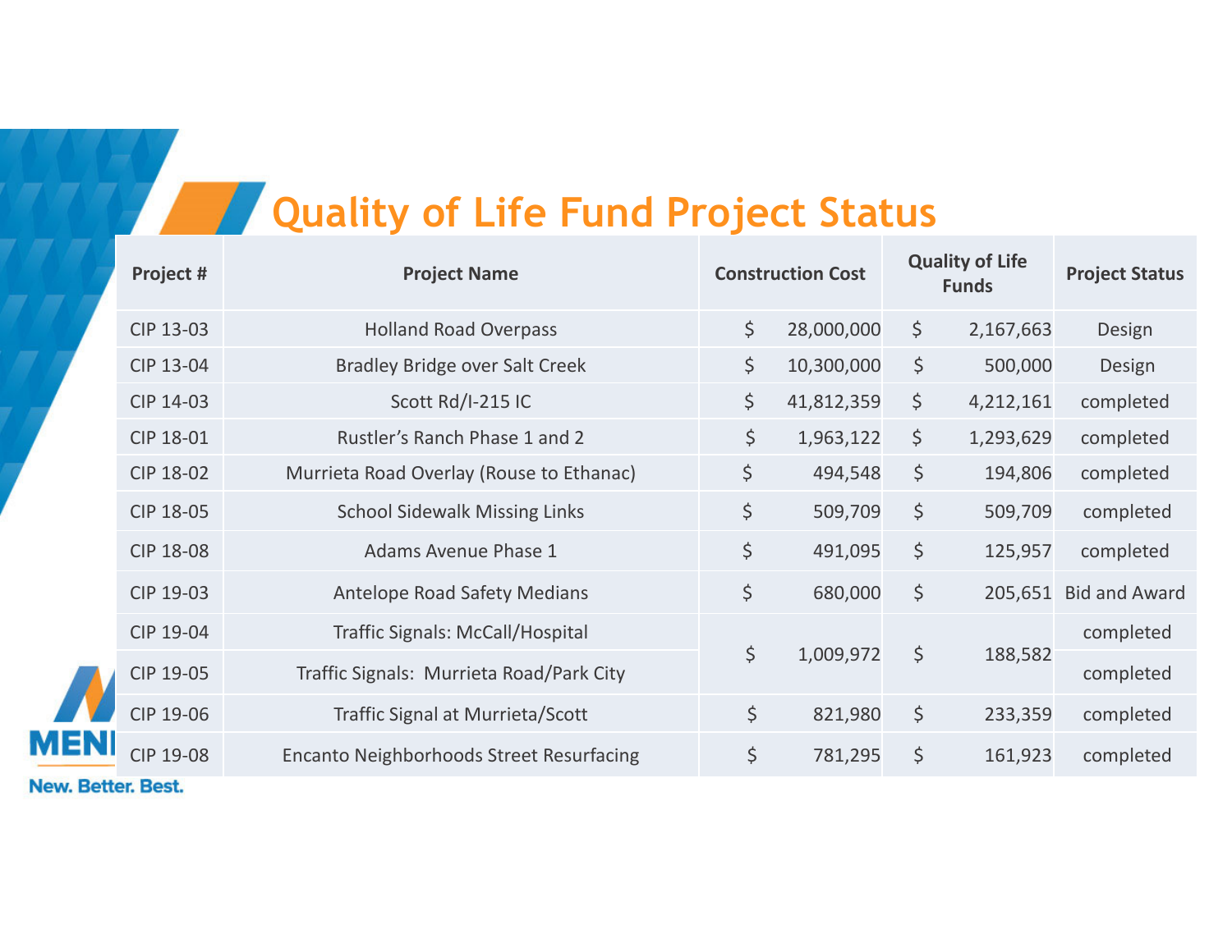# Quality of Life Fund Project Status

| Project # | Project Name | Construction Cost | Quality of Life Funds | Project Status |
|---|---|---|---|---|
| CIP 13-03 | Holland Road Overpass | $ 28,000,000 | $ 2,167,663 | Design |
| CIP 13-04 | Bradley Bridge over Salt Creek | $ 10,300,000 | $ 500,000 | Design |
| CIP 14-03 | Scott Rd/I-215 IC | $ 41,812,359 | $ 4,212,161 | completed |
| CIP 18-01 | Rustler's Ranch Phase 1 and 2 | $ 1,963,122 | $ 1,293,629 | completed |
| CIP 18-02 | Murrieta Road Overlay (Rouse to Ethanac) | $ 494,548 | $ 194,806 | completed |
| CIP 18-05 | School Sidewalk Missing Links | $ 509,709 | $ 509,709 | completed |
| CIP 18-08 | Adams Avenue Phase 1 | $ 491,095 | $ 125,957 | completed |
| CIP 19-03 | Antelope Road Safety Medians | $ 680,000 | $ 205,651 | Bid and Award |
| CIP 19-04 | Traffic Signals: McCall/Hospital | $ 1,009,972 | $ 188,582 | completed |
| CIP 19-05 | Traffic Signals: Murrieta Road/Park City | | | completed |
| CIP 19-06 | Traffic Signal at Murrieta/Scott | $ 821,980 | $ 233,359 | completed |
| CIP 19-08 | Encanto Neighborhoods Street Resurfacing | $ 781,295 | $ 161,923 | completed |

New. Better. Best.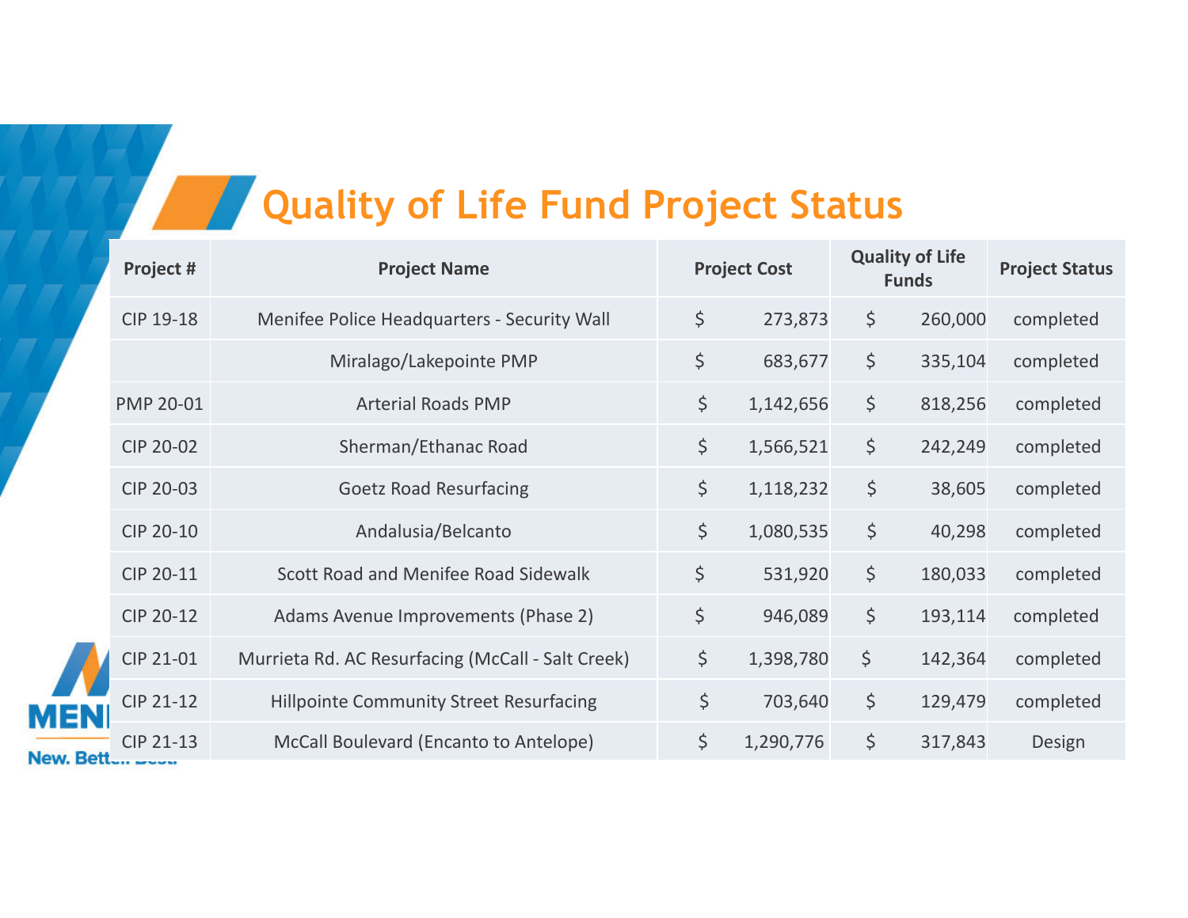# Quality of Life Fund Project Status

| Project # | Project Name | Project Cost | Quality of Life Funds | Project Status |
|---|---|---|---|---|
| CIP 19-18 | Menifee Police Headquarters - Security Wall | $ 273,873 | $ 260,000 | completed |
| | Miralago/Lakepointe PMP | $ 683,677 | $ 335,104 | completed |
| PMP 20-01 | Arterial Roads PMP | $ 1,142,656 | $ 818,256 | completed |
| CIP 20-02 | Sherman/Ethanac Road | $ 1,566,521 | $ 242,249 | completed |
| CIP 20-03 | Goetz Road Resurfacing | $ 1,118,232 | $ 38,605 | completed |
| CIP 20-10 | Andalusia/Belcanto | $ 1,080,535 | $ 40,298 | completed |
| CIP 20-11 | Scott Road and Menifee Road Sidewalk | $ 531,920 | $ 180,033 | completed |
| CIP 20-12 | Adams Avenue Improvements (Phase 2) | $ 946,089 | $ 193,114 | completed |
| CIP 21-01 | Murrieta Rd. AC Resurfacing (McCall - Salt Creek) | $ 1,398,780 | $ 142,364 | completed |
| CIP 21-12 | Hillpointe Community Street Resurfacing | $ 703,640 | $ 129,479 | completed |
| CIP 21-13 | McCall Boulevard (Encanto to Antelope) | $ 1,290,776 | $ 317,843 | Design |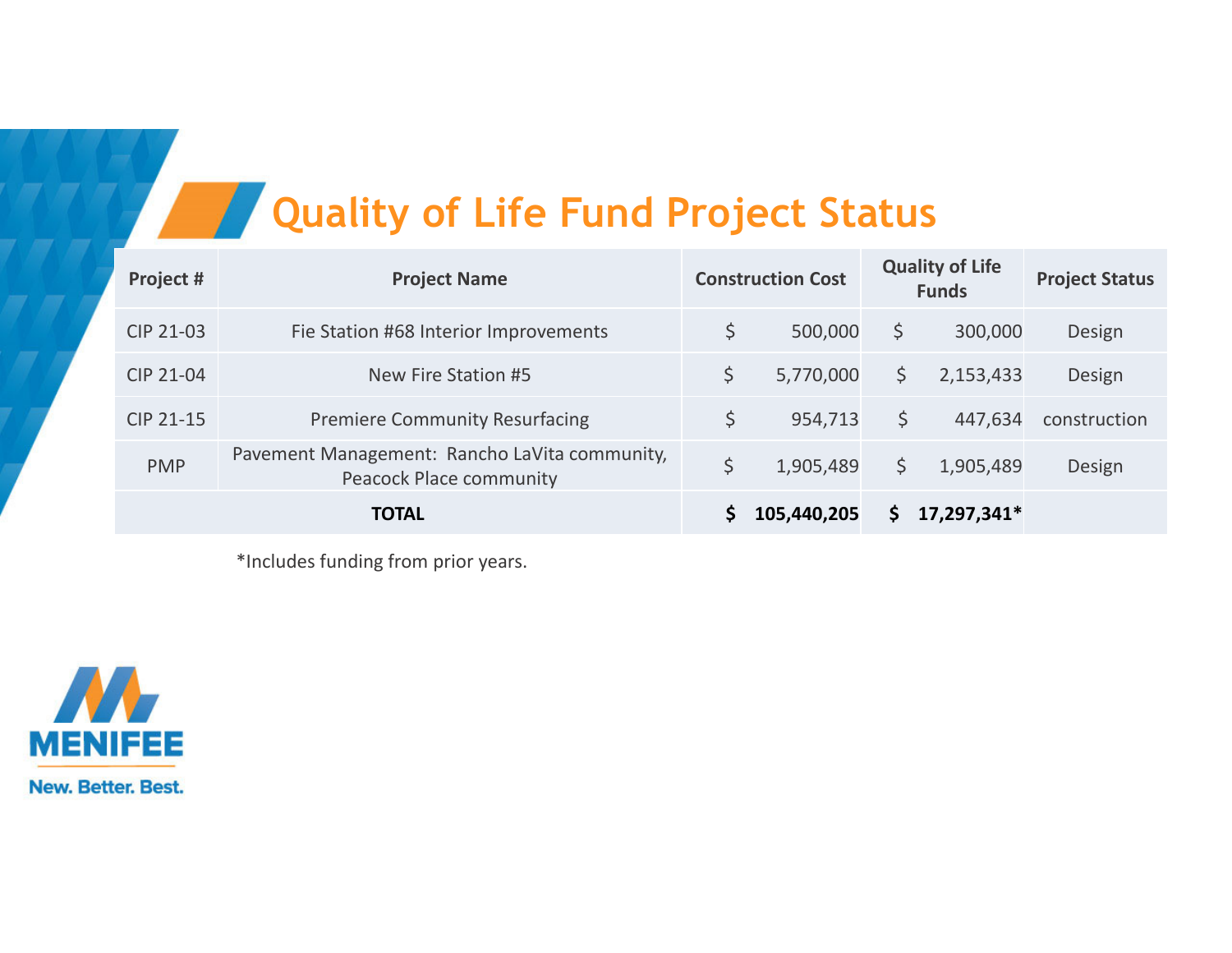# Quality of Life Fund Project Status

| Project # | Project Name | Construction Cost | Quality of Life Funds | Project Status |
|---|---|---|---|---|
| CIP 21-03 | Fie Station #68 Interior Improvements | $ 500,000 | $ 300,000 | Design |
| CIP 21-04 | New Fire Station #5 | $ 5,770,000 | $ 2,153,433 | Design |
| CIP 21-15 | Premiere Community Resurfacing | $ 954,713 | $ 447,634 | construction |
| PMP | Pavement Management: Rancho LaVita community, Peacock Place community | $ 1,905,489 | $ 1,905,489 | Design |
| **TOTAL** | | **$ 105,440,205** | **$ 17,297,341*** | |

*Includes funding from prior years.

MENIFEE

New. Better. Best.